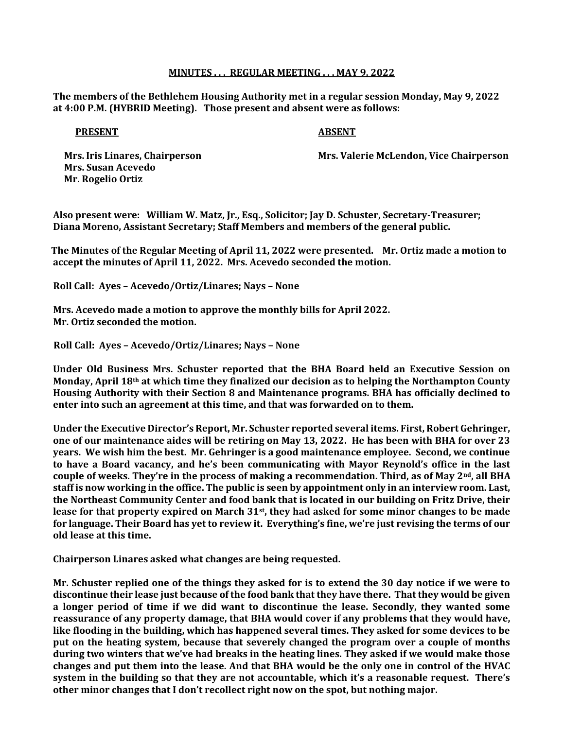**MINUTES . . . REGULAR MEETING . . . MAY 9, 2022**

**The members of the Bethlehem Housing Authority met in a regular session Monday, May 9, 2022 at 4:00 P.M. (HYBRID Meeting). Those present and absent were as follows:**

| **PRESENT** | **ABSENT** |
|---|---|
| **Mrs. Iris Linares, Chairperson** | **Mrs. Valerie McLendon, Vice Chairperson** |
| **Mrs. Susan Acevedo** | |
| **Mr. Rogelio Ortiz** | |

**Also present were: William W. Matz, Jr., Esq., Solicitor; Jay D. Schuster, Secretary-Treasurer; Diana Moreno, Assistant Secretary; Staff Members and members of the general public.**

**The Minutes of the Regular Meeting of April 11, 2022 were presented. Mr. Ortiz made a motion to accept the minutes of April 11, 2022. Mrs. Acevedo seconded the motion.**

**Roll Call: Ayes – Acevedo/Ortiz/Linares; Nays – None**

**Mrs. Acevedo made a motion to approve the monthly bills for April 2022.**
**Mr. Ortiz seconded the motion.**

**Roll Call: Ayes – Acevedo/Ortiz/Linares; Nays – None**

**Under Old Business Mrs. Schuster reported that the BHA Board held an Executive Session on Monday, April 18th at which time they finalized our decision as to helping the Northampton County Housing Authority with their Section 8 and Maintenance programs. BHA has officially declined to enter into such an agreement at this time, and that was forwarded on to them.**

**Under the Executive Director's Report, Mr. Schuster reported several items. First, Robert Gehringer, one of our maintenance aides will be retiring on May 13, 2022. He has been with BHA for over 23 years. We wish him the best. Mr. Gehringer is a good maintenance employee. Second, we continue to have a Board vacancy, and he's been communicating with Mayor Reynold's office in the last couple of weeks. They're in the process of making a recommendation. Third, as of May 2nd, all BHA staff is now working in the office. The public is seen by appointment only in an interview room. Last, the Northeast Community Center and food bank that is located in our building on Fritz Drive, their lease for that property expired on March 31st, they had asked for some minor changes to be made for language. Their Board has yet to review it. Everything's fine, we're just revising the terms of our old lease at this time.**

**Chairperson Linares asked what changes are being requested.**

**Mr. Schuster replied one of the things they asked for is to extend the 30 day notice if we were to discontinue their lease just because of the food bank that they have there. That they would be given a longer period of time if we did want to discontinue the lease. Secondly, they wanted some reassurance of any property damage, that BHA would cover if any problems that they would have, like flooding in the building, which has happened several times. They asked for some devices to be put on the heating system, because that severely changed the program over a couple of months during two winters that we've had breaks in the heating lines. They asked if we would make those changes and put them into the lease. And that BHA would be the only one in control of the HVAC system in the building so that they are not accountable, which it's a reasonable request. There's other minor changes that I don't recollect right now on the spot, but nothing major.**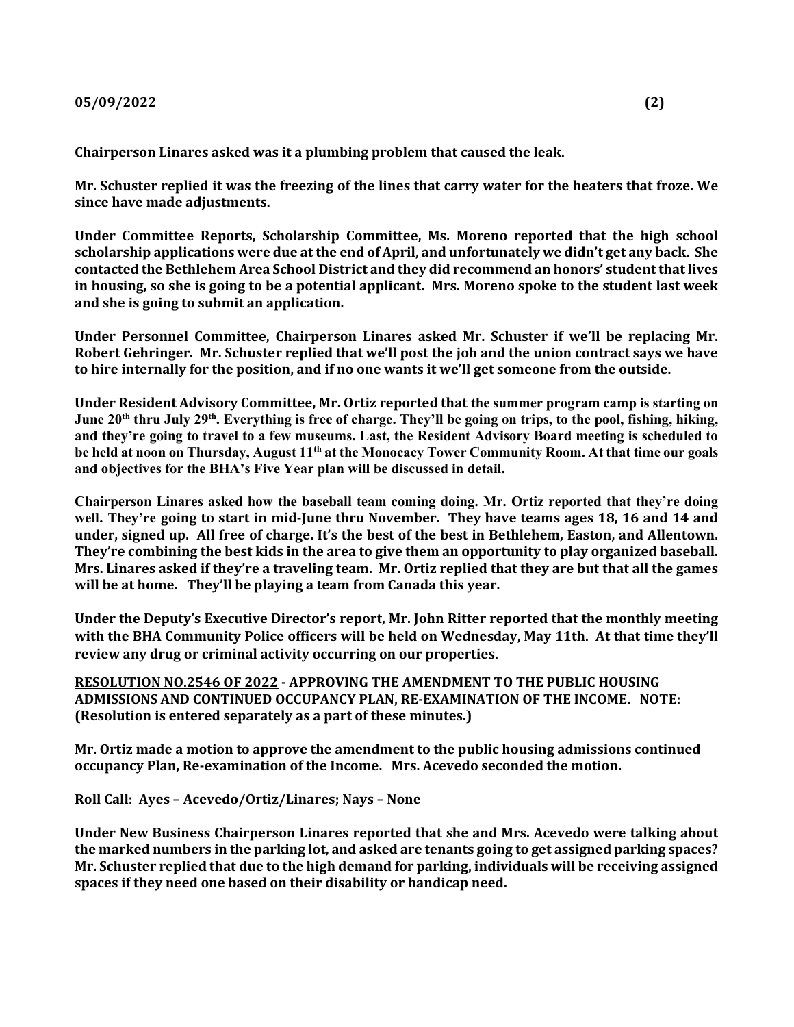**Chairperson Linares asked was it a plumbing problem that caused the leak.**

**Mr. Schuster replied it was the freezing of the lines that carry water for the heaters that froze. We since have made adjustments.**

**Under Committee Reports, Scholarship Committee, Ms. Moreno reported that the high school scholarship applications were due at the end of April, and unfortunately we didn't get any back. She contacted the Bethlehem Area School District and they did recommend an honors' student that lives in housing, so she is going to be a potential applicant. Mrs. Moreno spoke to the student last week and she is going to submit an application.**

**Under Personnel Committee, Chairperson Linares asked Mr. Schuster if we'll be replacing Mr. Robert Gehringer. Mr. Schuster replied that we'll post the job and the union contract says we have to hire internally for the position, and if no one wants it we'll get someone from the outside.**

**Under Resident Advisory Committee, Mr. Ortiz reported that the summer program camp is starting on June 20th thru July 29th. Everything is free of charge. They'll be going on trips, to the pool, fishing, hiking, and they're going to travel to a few museums. Last, the Resident Advisory Board meeting is scheduled to be held at noon on Thursday, August 11th at the Monocacy Tower Community Room. At that time our goals and objectives for the BHA's Five Year plan will be discussed in detail.**

**Chairperson Linares asked how the baseball team coming doing. Mr. Ortiz reported that they're doing well. They're going to start in mid-June thru November. They have teams ages 18, 16 and 14 and under, signed up. All free of charge. It's the best of the best in Bethlehem, Easton, and Allentown. They're combining the best kids in the area to give them an opportunity to play organized baseball. Mrs. Linares asked if they're a traveling team. Mr. Ortiz replied that they are but that all the games will be at home. They'll be playing a team from Canada this year.**

**Under the Deputy's Executive Director's report, Mr. John Ritter reported that the monthly meeting with the BHA Community Police officers will be held on Wednesday, May 11th. At that time they'll review any drug or criminal activity occurring on our properties.**

**<u>RESOLUTION NO.2546 OF 2022</u> - APPROVING THE AMENDMENT TO THE PUBLIC HOUSING ADMISSIONS AND CONTINUED OCCUPANCY PLAN, RE-EXAMINATION OF THE INCOME. NOTE: (Resolution is entered separately as a part of these minutes.)**

**Mr. Ortiz made a motion to approve the amendment to the public housing admissions continued occupancy Plan, Re-examination of the Income. Mrs. Acevedo seconded the motion.**

**Roll Call: Ayes – Acevedo/Ortiz/Linares; Nays – None**

**Under New Business Chairperson Linares reported that she and Mrs. Acevedo were talking about the marked numbers in the parking lot, and asked are tenants going to get assigned parking spaces? Mr. Schuster replied that due to the high demand for parking, individuals will be receiving assigned spaces if they need one based on their disability or handicap need.**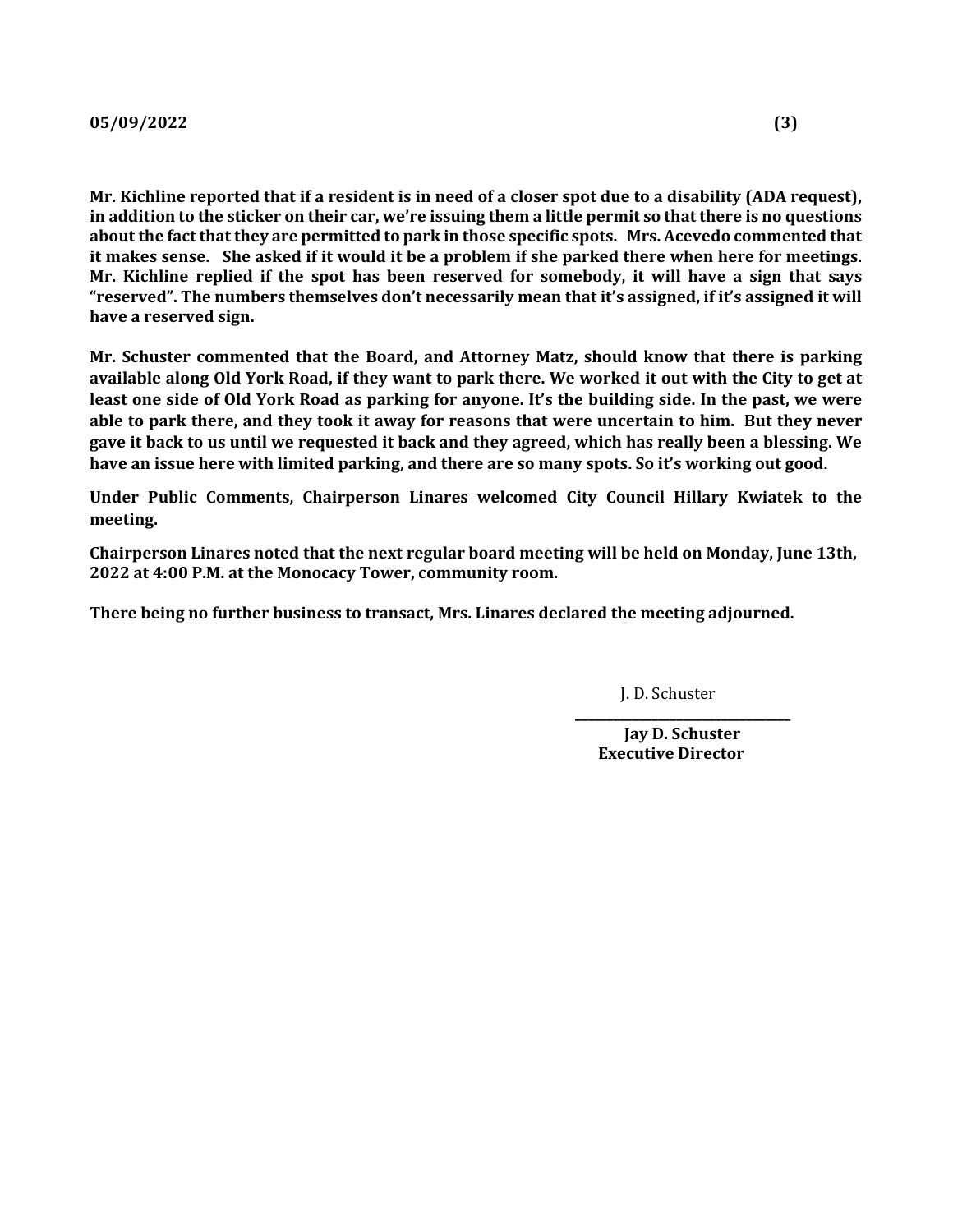**Mr. Kichline reported that if a resident is in need of a closer spot due to a disability (ADA request), in addition to the sticker on their car, we're issuing them a little permit so that there is no questions about the fact that they are permitted to park in those specific spots. Mrs. Acevedo commented that it makes sense. She asked if it would it be a problem if she parked there when here for meetings. Mr. Kichline replied if the spot has been reserved for somebody, it will have a sign that says "reserved". The numbers themselves don't necessarily mean that it's assigned, if it's assigned it will have a reserved sign.**

**Mr. Schuster commented that the Board, and Attorney Matz, should know that there is parking available along Old York Road, if they want to park there. We worked it out with the City to get at least one side of Old York Road as parking for anyone. It's the building side. In the past, we were able to park there, and they took it away for reasons that were uncertain to him. But they never gave it back to us until we requested it back and they agreed, which has really been a blessing. We have an issue here with limited parking, and there are so many spots. So it's working out good.**

**Under Public Comments, Chairperson Linares welcomed City Council Hillary Kwiatek to the meeting.**

**Chairperson Linares noted that the next regular board meeting will be held on Monday, June 13th, 2022 at 4:00 P.M. at the Monocacy Tower, community room.**

**There being no further business to transact, Mrs. Linares declared the meeting adjourned.**

J. D. Schuster

______________________________

**Jay D. Schuster**
**Executive Director**